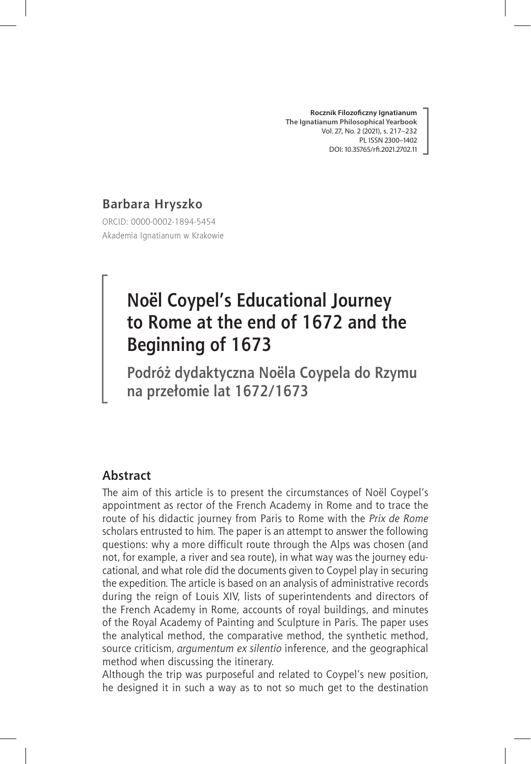**Rocznik Filozoficzny Ignatianum**
**The Ignatianum Philosophical Yearbook**
Vol. 27, No. 2 (2021), s. 217–232
PL ISSN 2300–1402
DOI: 10.35765/rfi.2021.2702.11

**Barbara Hryszko**

ORCID: 0000-0002-1894-5454
Akademia Ignatianum w Krakowie

# Noël Coypel's Educational Journey to Rome at the end of 1672 and the Beginning of 1673

## Podróż dydaktyczna Noëla Coypela do Rzymu na przełomie lat 1672/1673

### Abstract

The aim of this article is to present the circumstances of Noël Coypel's appointment as rector of the French Academy in Rome and to trace the route of his didactic journey from Paris to Rome with the *Prix de Rome* scholars entrusted to him. The paper is an attempt to answer the following questions: why a more difficult route through the Alps was chosen (and not, for example, a river and sea route), in what way was the journey educational, and what role did the documents given to Coypel play in securing the expedition. The article is based on an analysis of administrative records during the reign of Louis XIV, lists of superintendents and directors of the French Academy in Rome, accounts of royal buildings, and minutes of the Royal Academy of Painting and Sculpture in Paris. The paper uses the analytical method, the comparative method, the synthetic method, source criticism, *argumentum ex silentio* inference, and the geographical method when discussing the itinerary.

Although the trip was purposeful and related to Coypel's new position, he designed it in such a way as to not so much get to the destination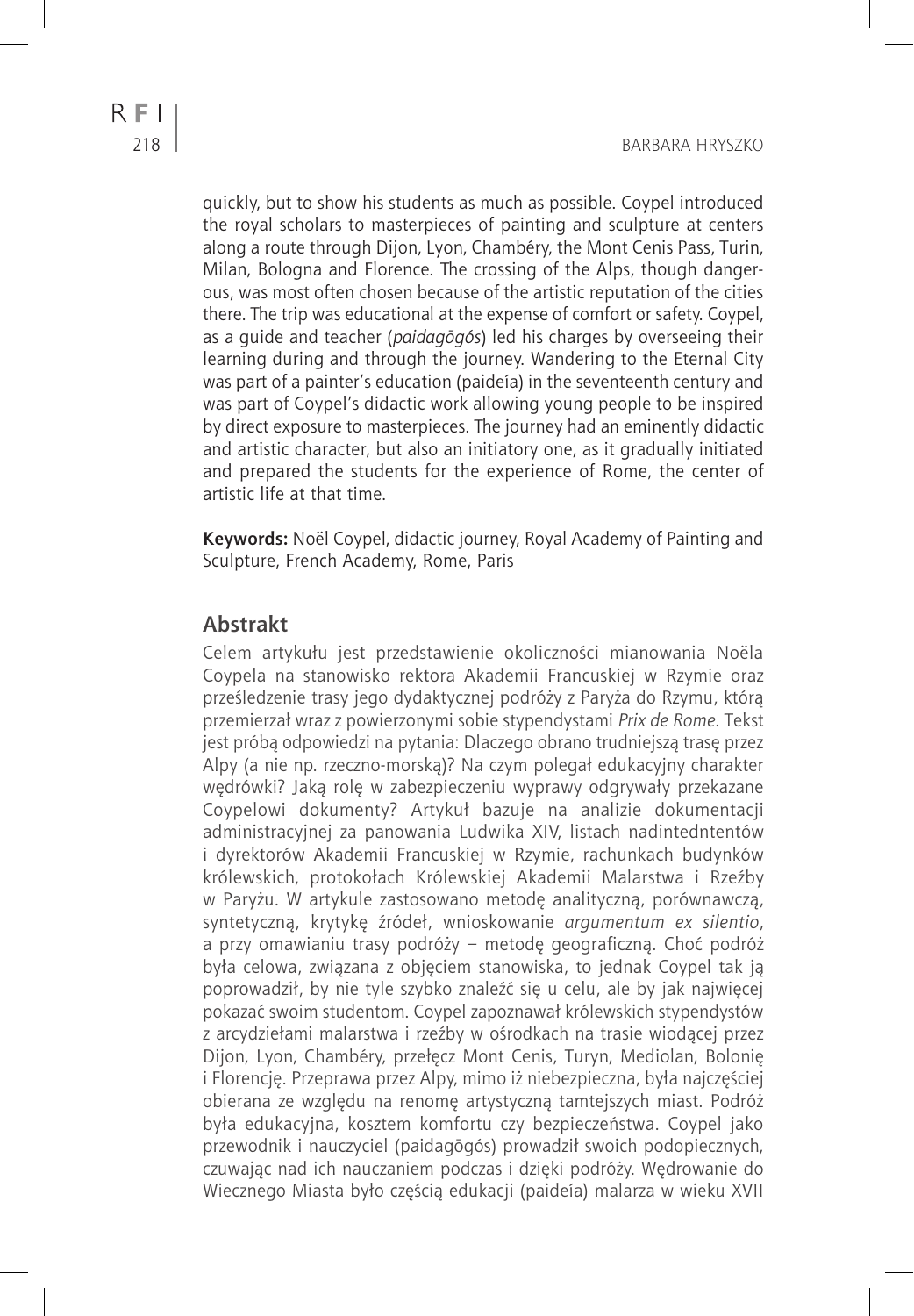quickly, but to show his students as much as possible. Coypel introduced the royal scholars to masterpieces of painting and sculpture at centers along a route through Dijon, Lyon, Chambéry, the Mont Cenis Pass, Turin, Milan, Bologna and Florence. The crossing of the Alps, though dangerous, was most often chosen because of the artistic reputation of the cities there. The trip was educational at the expense of comfort or safety. Coypel, as a guide and teacher (*paidagōgós*) led his charges by overseeing their learning during and through the journey. Wandering to the Eternal City was part of a painter's education (paideía) in the seventeenth century and was part of Coypel's didactic work allowing young people to be inspired by direct exposure to masterpieces. The journey had an eminently didactic and artistic character, but also an initiatory one, as it gradually initiated and prepared the students for the experience of Rome, the center of artistic life at that time.

**Keywords:** Noël Coypel, didactic journey, Royal Academy of Painting and Sculpture, French Academy, Rome, Paris

## Abstrakt

Celem artykułu jest przedstawienie okoliczności mianowania Noëla Coypela na stanowisko rektora Akademii Francuskiej w Rzymie oraz prześledzenie trasy jego dydaktycznej podróży z Paryża do Rzymu, którą przemierzał wraz z powierzonymi sobie stypendystami *Prix de Rome*. Tekst jest próbą odpowiedzi na pytania: Dlaczego obrano trudniejszą trasę przez Alpy (a nie np. rzeczno-morską)? Na czym polegał edukacyjny charakter wędrówki? Jaką rolę w zabezpieczeniu wyprawy odgrywały przekazane Coypelowi dokumenty? Artykuł bazuje na analizie dokumentacji administracyjnej za panowania Ludwika XIV, listach nadintedntentów i dyrektorów Akademii Francuskiej w Rzymie, rachunkach budynków królewskich, protokołach Królewskiej Akademii Malarstwa i Rzeźby w Paryżu. W artykule zastosowano metodę analityczną, porównawczą, syntetyczną, krytykę źródeł, wnioskowanie *argumentum ex silentio*, a przy omawianiu trasy podróży – metodę geograficzną. Choć podróż była celowa, związana z objęciem stanowiska, to jednak Coypel tak ją poprowadził, by nie tyle szybko znaleźć się u celu, ale by jak najwięcej pokazać swoim studentom. Coypel zapoznawał królewskich stypendystów z arcydziełami malarstwa i rzeźby w ośrodkach na trasie wiodącej przez Dijon, Lyon, Chambéry, przełęcz Mont Cenis, Turyn, Mediolan, Bolonię i Florencję. Przeprawa przez Alpy, mimo iż niebezpieczna, była najczęściej obierana ze względu na renomę artystyczną tamtejszych miast. Podróż była edukacyjna, kosztem komfortu czy bezpieczeństwa. Coypel jako przewodnik i nauczyciel (paidagōgós) prowadził swoich podopiecznych, czuwając nad ich nauczaniem podczas i dzięki podróży. Wędrowanie do Wiecznego Miasta było częścią edukacji (paideía) malarza w wieku XVII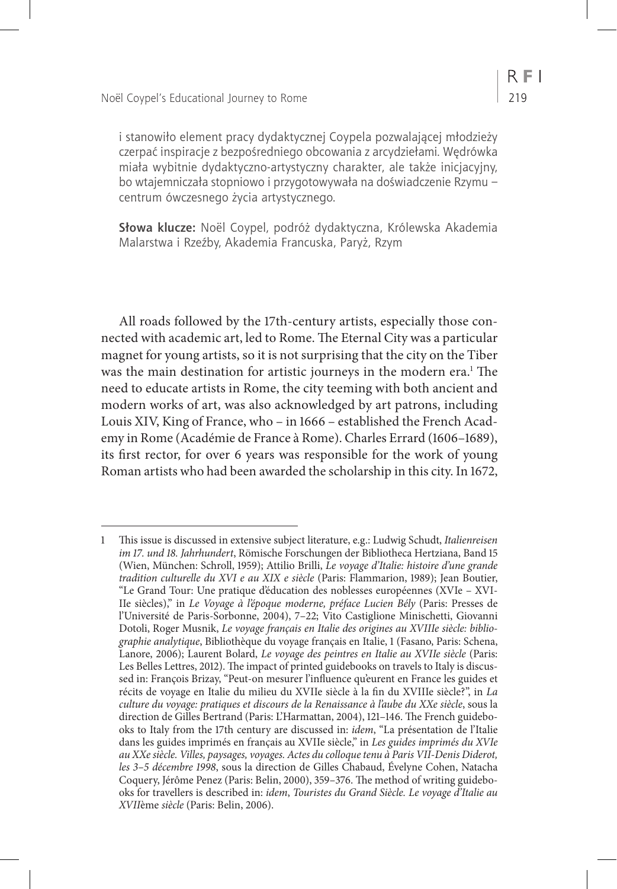i stanowiło element pracy dydaktycznej Coypela pozwalającej młodzieży czerpać inspiracje z bezpośredniego obcowania z arcydziełami. Wędrówka miała wybitnie dydaktyczno-artystyczny charakter, ale także inicjacyjny, bo wtajemniczała stopniowo i przygotowywała na doświadczenie Rzymu – centrum ówczesnego życia artystycznego.

**Słowa klucze:** Noël Coypel, podróż dydaktyczna, Królewska Akademia Malarstwa i Rzeźby, Akademia Francuska, Paryż, Rzym

All roads followed by the 17th-century artists, especially those connected with academic art, led to Rome. The Eternal City was a particular magnet for young artists, so it is not surprising that the city on the Tiber was the main destination for artistic journeys in the modern era.[1] The need to educate artists in Rome, the city teeming with both ancient and modern works of art, was also acknowledged by art patrons, including Louis XIV, King of France, who – in 1666 – established the French Academy in Rome (Académie de France à Rome). Charles Errard (1606–1689), its first rector, for over 6 years was responsible for the work of young Roman artists who had been awarded the scholarship in this city. In 1672,

---

1 This issue is discussed in extensive subject literature, e.g.: Ludwig Schudt, *Italienreisen im 17. und 18. Jahrhundert*, Römische Forschungen der Bibliotheca Hertziana, Band 15 (Wien, München: Schroll, 1959); Attilio Brilli, *Le voyage d'Italie: histoire d'une grande tradition culturelle du XVI e au XIX e siècle* (Paris: Flammarion, 1989); Jean Boutier, "Le Grand Tour: Une pratique d'éducation des noblesses européennes (XVIe – XVIIIe siècles)," in *Le Voyage à l'époque moderne, préface Lucien Bély* (Paris: Presses de l'Université de Paris-Sorbonne, 2004), 7–22; Vito Castiglione Minischetti, Giovanni Dotoli, Roger Musnik, *Le voyage français en Italie des origines au XVIIIe siècle: bibliographie analytique*, Bibliothèque du voyage français en Italie, 1 (Fasano, Paris: Schena, Lanore, 2006); Laurent Bolard, *Le voyage des peintres en Italie au XVIIe siècle* (Paris: Les Belles Lettres, 2012). The impact of printed guidebooks on travels to Italy is discussed in: François Brizay, "Peut-on mesurer l'influence qu'eurent en France les guides et récits de voyage en Italie du milieu du XVIIe siècle à la fin du XVIIIe siècle?", in *La culture du voyage: pratiques et discours de la Renaissance à l'aube du XXe siècle*, sous la direction de Gilles Bertrand (Paris: L'Harmattan, 2004), 121–146. The French guidebooks to Italy from the 17th century are discussed in: *idem*, "La présentation de l'Italie dans les guides imprimés en français au XVIIe siècle," in *Les guides imprimés du XVIe au XXe siècle. Villes, paysages, voyages. Actes du colloque tenu à Paris VII-Denis Diderot, les 3–5 décembre 1998*, sous la direction de Gilles Chabaud, Évelyne Cohen, Natacha Coquery, Jérôme Penez (Paris: Belin, 2000), 359–376. The method of writing guidebooks for travellers is described in: *idem*, *Touristes du Grand Siècle. Le voyage d'Italie au XVII*ème *siècle* (Paris: Belin, 2006).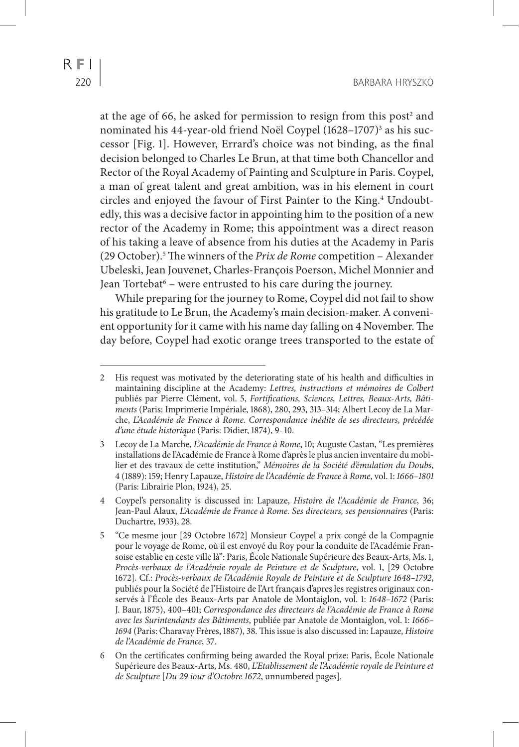at the age of 66, he asked for permission to resign from this post[2] and nominated his 44-year-old friend Noël Coypel (1628–1707)[3] as his successor [Fig. 1]. However, Errard's choice was not binding, as the final decision belonged to Charles Le Brun, at that time both Chancellor and Rector of the Royal Academy of Painting and Sculpture in Paris. Coypel, a man of great talent and great ambition, was in his element in court circles and enjoyed the favour of First Painter to the King.[4] Undoubtedly, this was a decisive factor in appointing him to the position of a new rector of the Academy in Rome; this appointment was a direct reason of his taking a leave of absence from his duties at the Academy in Paris (29 October).[5] The winners of the *Prix de Rome* competition – Alexander Ubeleski, Jean Jouvenet, Charles-François Poerson, Michel Monnier and Jean Tortebat[6] – were entrusted to his care during the journey.

While preparing for the journey to Rome, Coypel did not fail to show his gratitude to Le Brun, the Academy's main decision-maker. A convenient opportunity for it came with his name day falling on 4 November. The day before, Coypel had exotic orange trees transported to the estate of

---

2 His request was motivated by the deteriorating state of his health and difficulties in maintaining discipline at the Academy: *Lettres, instructions et mémoires de Colbert* publiés par Pierre Clément, vol. 5, *Fortifications, Sciences, Lettres, Beaux-Arts, Bâtiments* (Paris: Imprimerie Impériale, 1868), 280, 293, 313–314; Albert Lecoy de La Marche, *L'Académie de France à Rome. Correspondance inédite de ses directeurs, précédée d'une étude historique* (Paris: Didier, 1874), 9–10.

3 Lecoy de La Marche, *L'Académie de France à Rome*, 10; Auguste Castan, "Les premières installations de l'Académie de France à Rome d'après le plus ancien inventaire du mobilier et des travaux de cette institution," *Mémoires de la Société d'émulation du Doubs*, 4 (1889): 159; Henry Lapauze, *Histoire de l'Académie de France à Rome*, vol. 1: *1666–1801* (Paris: Librairie Plon, 1924), 25.

4 Coypel's personality is discussed in: Lapauze, *Histoire de l'Académie de France*, 36; Jean-Paul Alaux, *L'Académie de France à Rome. Ses directeurs, ses pensionnaires* (Paris: Duchartre, 1933), 28.

5 "Ce mesme jour [29 Octobre 1672] Monsieur Coypel a prix congé de la Compagnie pour le voyage de Rome, où il est envoyé du Roy pour la conduite de l'Académie Fransoise establie en ceste ville là": Paris, École Nationale Supérieure des Beaux-Arts, Ms. 1, *Procès-verbaux de l'Académie royale de Peinture et de Sculpture*, vol. 1, [29 Octobre 1672]. Cf.: *Procès-verbaux de l'Académie Royale de Peinture et de Sculpture 1648–1792*, publiés pour la Société de l'Histoire de l'Art français d'apres les registres originaux conservés à l'École des Beaux-Arts par Anatole de Montaiglon, vol. 1: *1648–1672* (Paris: J. Baur, 1875), 400–401; *Correspondance des directeurs de l'Académie de France à Rome avec les Surintendants des Bâtiments*, publiée par Anatole de Montaiglon, vol. 1: *1666–1694* (Paris: Charavay Frères, 1887), 38. This issue is also discussed in: Lapauze, *Histoire de l'Académie de France*, 37.

6 On the certificates confirming being awarded the Royal prize: Paris, École Nationale Supérieure des Beaux-Arts, Ms. 480, *L'Etablissement de l'Académie royale de Peinture et de Sculpture* [*Du 29 iour d'Octobre 1672*, unnumbered pages].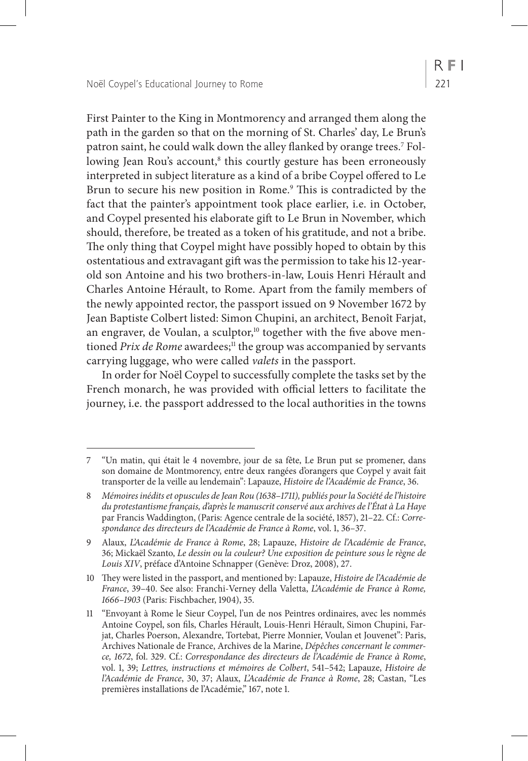First Painter to the King in Montmorency and arranged them along the path in the garden so that on the morning of St. Charles' day, Le Brun's patron saint, he could walk down the alley flanked by orange trees.[7] Following Jean Rou's account,[8] this courtly gesture has been erroneously interpreted in subject literature as a kind of a bribe Coypel offered to Le Brun to secure his new position in Rome.[9] This is contradicted by the fact that the painter's appointment took place earlier, i.e. in October, and Coypel presented his elaborate gift to Le Brun in November, which should, therefore, be treated as a token of his gratitude, and not a bribe. The only thing that Coypel might have possibly hoped to obtain by this ostentatious and extravagant gift was the permission to take his 12-year-old son Antoine and his two brothers-in-law, Louis Henri Hérault and Charles Antoine Hérault, to Rome. Apart from the family members of the newly appointed rector, the passport issued on 9 November 1672 by Jean Baptiste Colbert listed: Simon Chupini, an architect, Benoît Farjat, an engraver, de Voulan, a sculptor,[10] together with the five above mentioned *Prix de Rome* awardees;[11] the group was accompanied by servants carrying luggage, who were called *valets* in the passport.

In order for Noël Coypel to successfully complete the tasks set by the French monarch, he was provided with official letters to facilitate the journey, i.e. the passport addressed to the local authorities in the towns

---

7 "Un matin, qui était le 4 novembre, jour de sa fête, Le Brun put se promener, dans son domaine de Montmorency, entre deux rangées d'orangers que Coypel y avait fait transporter de la veille au lendemain": Lapauze, *Histoire de l'Académie de France*, 36.

8 *Mémoires inédits et opuscules de Jean Rou (1638–1711), publiés pour la Société de l'histoire du protestantisme français, d'après le manuscrit conservé aux archives de l'État à La Haye* par Francis Waddington, (Paris: Agence centrale de la société, 1857), 21–22. Cf.: *Correspondance des directeurs de l'Académie de France à Rome*, vol. 1, 36–37.

9 Alaux, *L'Académie de France à Rome*, 28; Lapauze, *Histoire de l'Académie de France*, 36; Mickaël Szanto, *Le dessin ou la couleur? Une exposition de peinture sous le règne de Louis XIV*, préface d'Antoine Schnapper (Genève: Droz, 2008), 27.

10 They were listed in the passport, and mentioned by: Lapauze, *Histoire de l'Académie de France*, 39–40. See also: Franchi-Verney della Valetta, *L'Académie de France à Rome, 1666–1903* (Paris: Fischbacher, 1904), 35.

11 "Envoyant à Rome le Sieur Coypel, l'un de nos Peintres ordinaires, avec les nommés Antoine Coypel, son fils, Charles Hérault, Louis-Henri Hérault, Simon Chupini, Farjat, Charles Poerson, Alexandre, Tortebat, Pierre Monnier, Voulan et Jouvenet": Paris, Archives Nationale de France, Archives de la Marine, *Dépêches concernant le commerce, 1672*, fol. 329. Cf.: *Correspondance des directeurs de l'Académie de France à Rome*, vol. 1, 39; *Lettres, instructions et mémoires de Colbert*, 541–542; Lapauze, *Histoire de l'Académie de France*, 30, 37; Alaux, *L'Académie de France à Rome*, 28; Castan, "Les premières installations de l'Académie," 167, note 1.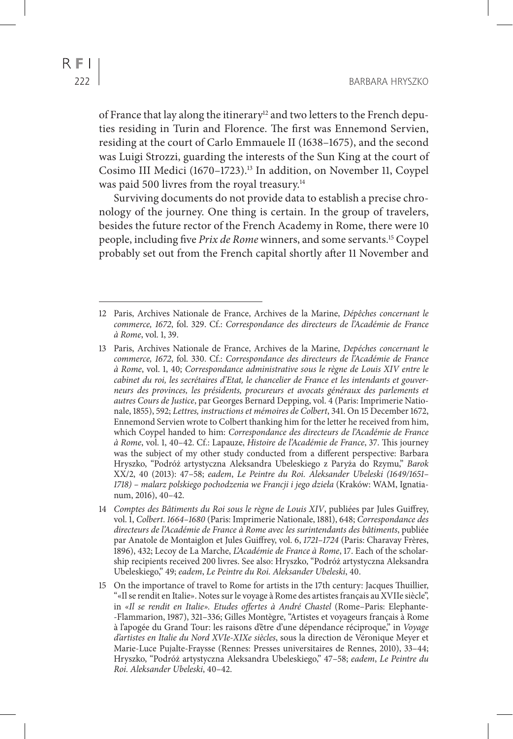of France that lay along the itinerary[12] and two letters to the French deputies residing in Turin and Florence. The first was Ennemond Servien, residing at the court of Carlo Emmauele II (1638–1675), and the second was Luigi Strozzi, guarding the interests of the Sun King at the court of Cosimo III Medici (1670–1723).[13] In addition, on November 11, Coypel was paid 500 livres from the royal treasury.[14]

Surviving documents do not provide data to establish a precise chronology of the journey. One thing is certain. In the group of travelers, besides the future rector of the French Academy in Rome, there were 10 people, including five *Prix de Rome* winners, and some servants.[15] Coypel probably set out from the French capital shortly after 11 November and

---

12 Paris, Archives Nationale de France, Archives de la Marine, *Dépêches concernant le commerce, 1672*, fol. 329. Cf.: *Correspondance des directeurs de l'Académie de France à Rome*, vol. 1, 39.

13 Paris, Archives Nationale de France, Archives de la Marine, *Depéches concernant le commerce, 1672*, fol. 330. Cf.: *Correspondance des directeurs de l'Académie de France à Rome*, vol. 1, 40; *Correspondance administrative sous le règne de Louis XIV entre le cabinet du roi, les secrétaires d'Etat, le chancelier de France et les intendants et gouverneurs des provinces, les présidents, procureurs et avocats généraux des parlements et autres Cours de Justice*, par Georges Bernard Depping, vol. 4 (Paris: Imprimerie Nationale, 1855), 592; *Lettres, instructions et mémoires de Colbert*, 341. On 15 December 1672, Ennemond Servien wrote to Colbert thanking him for the letter he received from him, which Coypel handed to him: *Correspondance des directeurs de l'Académie de France à Rome*, vol. 1, 40–42. Cf.: Lapauze, *Histoire de l'Académie de France*, 37. This journey was the subject of my other study conducted from a different perspective: Barbara Hryszko, "Podróż artystyczna Aleksandra Ubeleskiego z Paryża do Rzymu," *Barok* XX/2, 40 (2013): 47–58; *eadem*, *Le Peintre du Roi. Aleksander Ubeleski (1649/1651–1718) – malarz polskiego pochodzenia we Francji i jego dzieła* (Kraków: WAM, Ignatianum, 2016), 40–42.

14 *Comptes des Bâtiments du Roi sous le règne de Louis XIV*, publiées par Jules Guiffrey, vol. 1, *Colbert*. *1664–1680* (Paris: Imprimerie Nationale, 1881), 648; *Correspondance des directeurs de l'Académie de France à Rome avec les surintendants des bâtiments*, publiée par Anatole de Montaiglon et Jules Guiffrey, vol. 6, *1721–1724* (Paris: Charavay Frères, 1896), 432; Lecoy de La Marche, *L'Académie de France à Rome*, 17. Each of the scholarship recipients received 200 livres. See also: Hryszko, "Podróż artystyczna Aleksandra Ubeleskiego," 49; *eadem*, *Le Peintre du Roi. Aleksander Ubeleski*, 40.

15 On the importance of travel to Rome for artists in the 17th century: Jacques Thuillier, "«Il se rendit en Italie». Notes sur le voyage à Rome des artistes français au XVIIe siècle", in *«Il se rendit en Italie». Etudes offertes à André Chastel* (Rome–Paris: Elephante--Flammarion, 1987), 321–336; Gilles Montègre, "Artistes et voyageurs français à Rome à l'apogée du Grand Tour: les raisons d'être d'une dépendance réciproque," in *Voyage d'artistes en Italie du Nord XVIe-XIXe siècles*, sous la direction de Véronique Meyer et Marie-Luce Pujalte-Fraysse (Rennes: Presses universitaires de Rennes, 2010), 33–44; Hryszko, "Podróż artystyczna Aleksandra Ubeleskiego," 47–58; *eadem*, *Le Peintre du Roi. Aleksander Ubeleski*, 40–42.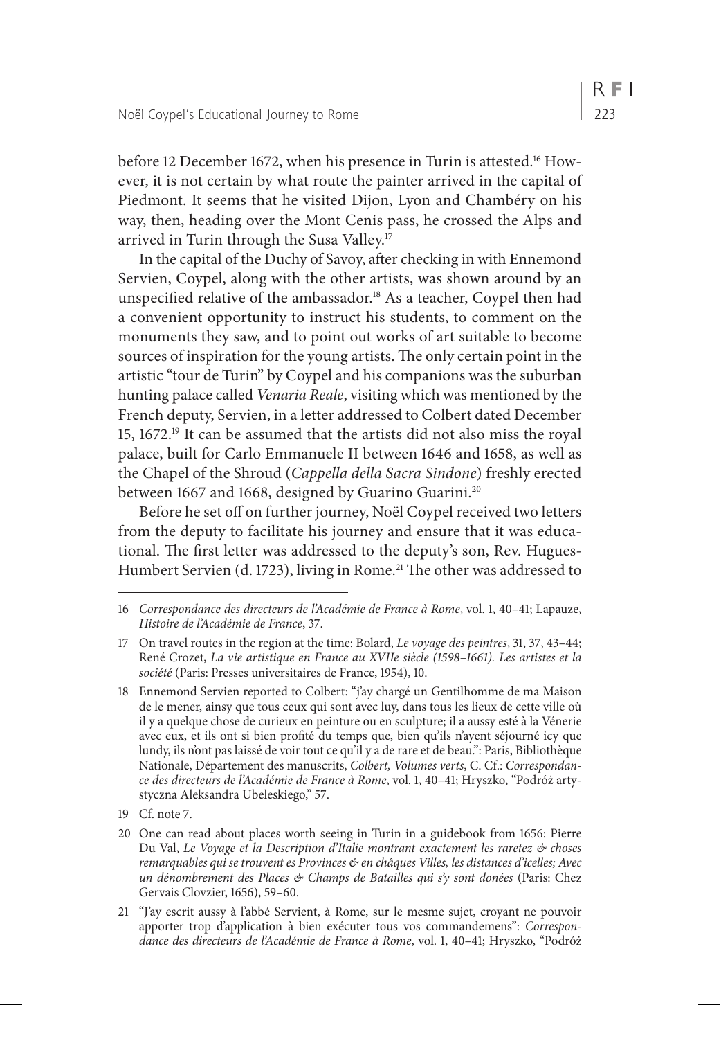before 12 December 1672, when his presence in Turin is attested.[16] However, it is not certain by what route the painter arrived in the capital of Piedmont. It seems that he visited Dijon, Lyon and Chambéry on his way, then, heading over the Mont Cenis pass, he crossed the Alps and arrived in Turin through the Susa Valley.[17]

In the capital of the Duchy of Savoy, after checking in with Ennemond Servien, Coypel, along with the other artists, was shown around by an unspecified relative of the ambassador.[18] As a teacher, Coypel then had a convenient opportunity to instruct his students, to comment on the monuments they saw, and to point out works of art suitable to become sources of inspiration for the young artists. The only certain point in the artistic "tour de Turin" by Coypel and his companions was the suburban hunting palace called *Venaria Reale*, visiting which was mentioned by the French deputy, Servien, in a letter addressed to Colbert dated December 15, 1672.[19] It can be assumed that the artists did not also miss the royal palace, built for Carlo Emmanuele II between 1646 and 1658, as well as the Chapel of the Shroud (*Cappella della Sacra Sindone*) freshly erected between 1667 and 1668, designed by Guarino Guarini.[20]

Before he set off on further journey, Noël Coypel received two letters from the deputy to facilitate his journey and ensure that it was educational. The first letter was addressed to the deputy's son, Rev. Hugues-Humbert Servien (d. 1723), living in Rome.[21] The other was addressed to

---

16 *Correspondance des directeurs de l'Académie de France à Rome*, vol. 1, 40–41; Lapauze, *Histoire de l'Académie de France*, 37.

17 On travel routes in the region at the time: Bolard, *Le voyage des peintres*, 31, 37, 43–44; René Crozet, *La vie artistique en France au XVIIe siècle (1598–1661). Les artistes et la société* (Paris: Presses universitaires de France, 1954), 10.

18 Ennemond Servien reported to Colbert: "j'ay chargé un Gentilhomme de ma Maison de le mener, ainsy que tous ceux qui sont avec luy, dans tous les lieux de cette ville où il y a quelque chose de curieux en peinture ou en sculpture; il a aussy esté à la Vénerie avec eux, et ils ont si bien profité du temps que, bien qu'ils n'ayent séjourné icy que lundy, ils n'ont pas laissé de voir tout ce qu'il y a de rare et de beau.": Paris, Bibliothèque Nationale, Département des manuscrits, *Colbert, Volumes verts*, C. Cf.: *Correspondance des directeurs de l'Académie de France à Rome*, vol. 1, 40–41; Hryszko, "Podróż artystyczna Aleksandra Ubeleskiego," 57.

19 Cf. note 7.

20 One can read about places worth seeing in Turin in a guidebook from 1656: Pierre Du Val, *Le Voyage et la Description d'Italie montrant exactement les raretez & choses remarquables qui se trouvent es Provinces & en châques Villes, les distances d'icelles; Avec un dénombrement des Places & Champs de Batailles qui s'y sont donées* (Paris: Chez Gervais Clovzier, 1656), 59–60.

21 "J'ay escrit aussy à l'abbé Servient, à Rome, sur le mesme sujet, croyant ne pouvoir apporter trop d'application à bien exécuter tous vos commandemens": *Correspondance des directeurs de l'Académie de France à Rome*, vol. 1, 40–41; Hryszko, "Podróż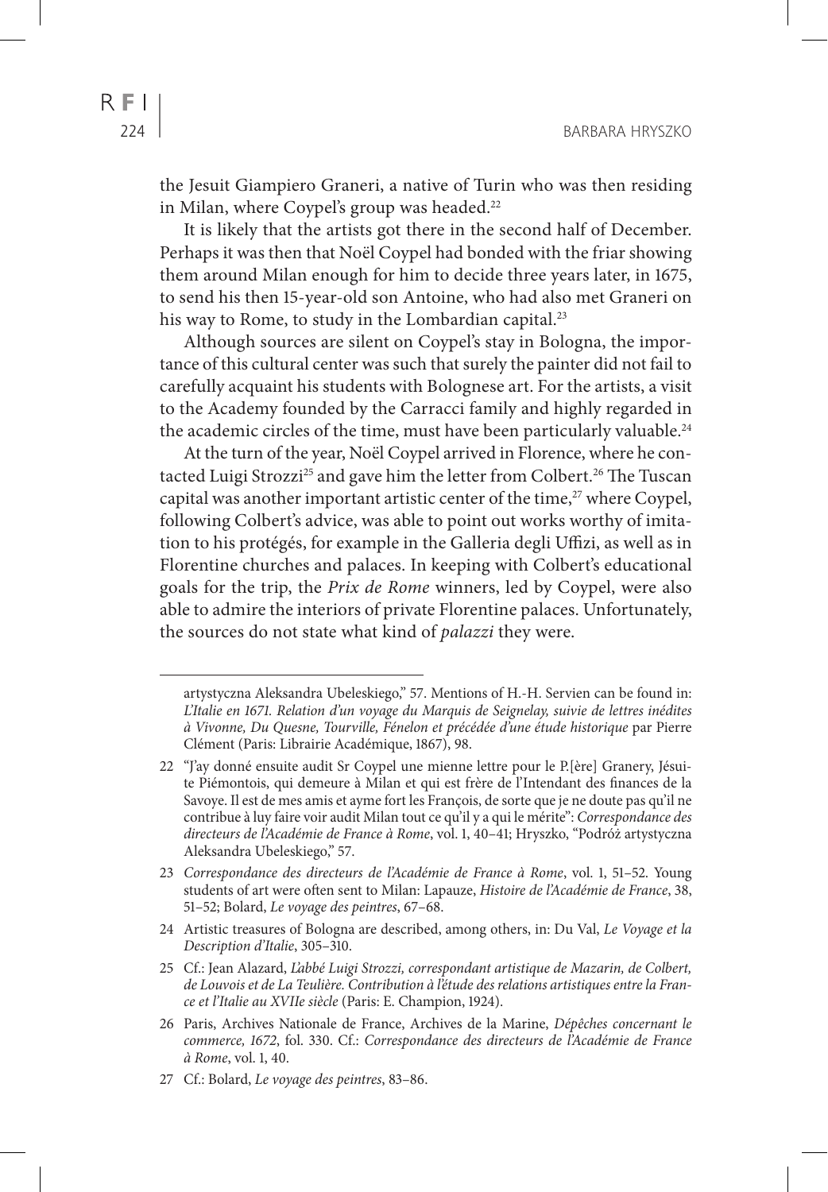the Jesuit Giampiero Graneri, a native of Turin who was then residing in Milan, where Coypel's group was headed.[22]

It is likely that the artists got there in the second half of December. Perhaps it was then that Noël Coypel had bonded with the friar showing them around Milan enough for him to decide three years later, in 1675, to send his then 15-year-old son Antoine, who had also met Graneri on his way to Rome, to study in the Lombardian capital.[23]

Although sources are silent on Coypel's stay in Bologna, the importance of this cultural center was such that surely the painter did not fail to carefully acquaint his students with Bolognese art. For the artists, a visit to the Academy founded by the Carracci family and highly regarded in the academic circles of the time, must have been particularly valuable.[24]

At the turn of the year, Noël Coypel arrived in Florence, where he contacted Luigi Strozzi[25] and gave him the letter from Colbert.[26] The Tuscan capital was another important artistic center of the time,[27] where Coypel, following Colbert's advice, was able to point out works worthy of imitation to his protégés, for example in the Galleria degli Uffizi, as well as in Florentine churches and palaces. In keeping with Colbert's educational goals for the trip, the *Prix de Rome* winners, led by Coypel, were also able to admire the interiors of private Florentine palaces. Unfortunately, the sources do not state what kind of *palazzi* they were.

---

artystyczna Aleksandra Ubeleskiego," 57. Mentions of H.-H. Servien can be found in: *L'Italie en 1671. Relation d'un voyage du Marquis de Seignelay, suivie de lettres inédites à Vivonne, Du Quesne, Tourville, Fénelon et précédée d'une étude historique* par Pierre Clément (Paris: Librairie Académique, 1867), 98.

22 "J'ay donné ensuite audit Sr Coypel une mienne lettre pour le P.[ère] Granery, Jésuite Piémontois, qui demeure à Milan et qui est frère de l'Intendant des finances de la Savoye. Il est de mes amis et ayme fort les François, de sorte que je ne doute pas qu'il ne contribue à luy faire voir audit Milan tout ce qu'il y a qui le mérite": *Correspondance des directeurs de l'Académie de France à Rome*, vol. 1, 40–41; Hryszko, "Podróż artystyczna Aleksandra Ubeleskiego," 57.

23 *Correspondance des directeurs de l'Académie de France à Rome*, vol. 1, 51–52. Young students of art were often sent to Milan: Lapauze, *Histoire de l'Académie de France*, 38, 51–52; Bolard, *Le voyage des peintres*, 67–68.

24 Artistic treasures of Bologna are described, among others, in: Du Val, *Le Voyage et la Description d'Italie*, 305–310.

25 Cf.: Jean Alazard, *L'abbé Luigi Strozzi, correspondant artistique de Mazarin, de Colbert, de Louvois et de La Teulière. Contribution à l'étude des relations artistiques entre la France et l'Italie au XVIIe siècle* (Paris: E. Champion, 1924).

26 Paris, Archives Nationale de France, Archives de la Marine, *Dépêches concernant le commerce, 1672*, fol. 330. Cf.: *Correspondance des directeurs de l'Académie de France à Rome*, vol. 1, 40.

27 Cf.: Bolard, *Le voyage des peintres*, 83–86.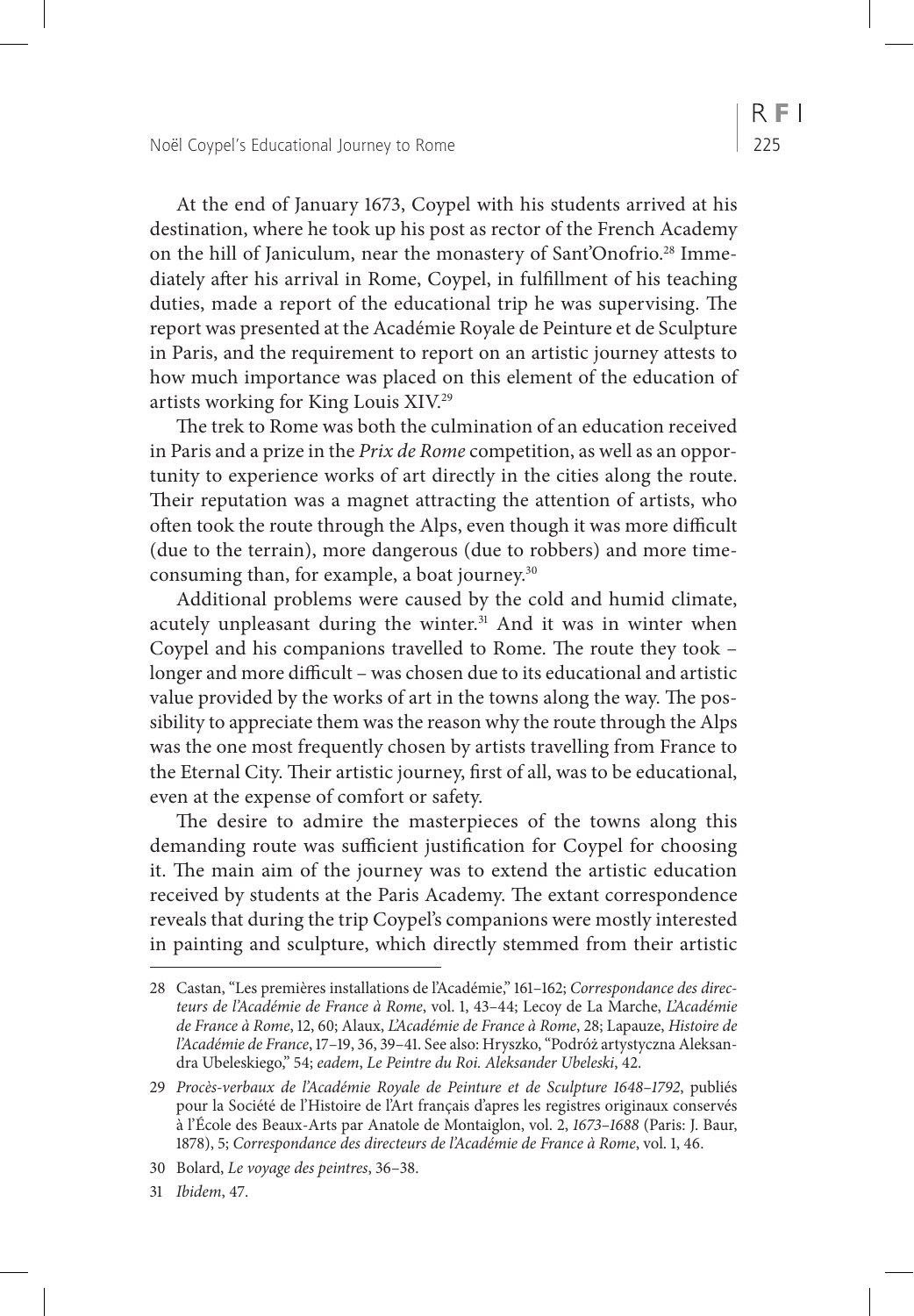At the end of January 1673, Coypel with his students arrived at his destination, where he took up his post as rector of the French Academy on the hill of Janiculum, near the monastery of Sant'Onofrio.[28] Immediately after his arrival in Rome, Coypel, in fulfillment of his teaching duties, made a report of the educational trip he was supervising. The report was presented at the Académie Royale de Peinture et de Sculpture in Paris, and the requirement to report on an artistic journey attests to how much importance was placed on this element of the education of artists working for King Louis XIV.[29]

The trek to Rome was both the culmination of an education received in Paris and a prize in the *Prix de Rome* competition, as well as an opportunity to experience works of art directly in the cities along the route. Their reputation was a magnet attracting the attention of artists, who often took the route through the Alps, even though it was more difficult (due to the terrain), more dangerous (due to robbers) and more time-consuming than, for example, a boat journey.[30]

Additional problems were caused by the cold and humid climate, acutely unpleasant during the winter.[31] And it was in winter when Coypel and his companions travelled to Rome. The route they took – longer and more difficult – was chosen due to its educational and artistic value provided by the works of art in the towns along the way. The possibility to appreciate them was the reason why the route through the Alps was the one most frequently chosen by artists travelling from France to the Eternal City. Their artistic journey, first of all, was to be educational, even at the expense of comfort or safety.

The desire to admire the masterpieces of the towns along this demanding route was sufficient justification for Coypel for choosing it. The main aim of the journey was to extend the artistic education received by students at the Paris Academy. The extant correspondence reveals that during the trip Coypel's companions were mostly interested in painting and sculpture, which directly stemmed from their artistic

---

28 Castan, "Les premières installations de l'Académie," 161–162; *Correspondance des directeurs de l'Académie de France à Rome*, vol. 1, 43–44; Lecoy de La Marche, *L'Académie de France à Rome*, 12, 60; Alaux, *L'Académie de France à Rome*, 28; Lapauze, *Histoire de l'Académie de France*, 17–19, 36, 39–41. See also: Hryszko, "Podróż artystyczna Aleksandra Ubeleskiego," 54; *eadem*, *Le Peintre du Roi. Aleksander Ubeleski*, 42.

29 *Procès-verbaux de l'Académie Royale de Peinture et de Sculpture 1648–1792*, publiés pour la Société de l'Histoire de l'Art français d'apres les registres originaux conservés à l'École des Beaux-Arts par Anatole de Montaiglon, vol. 2, *1673–1688* (Paris: J. Baur, 1878), 5; *Correspondance des directeurs de l'Académie de France à Rome*, vol. 1, 46.

30 Bolard, *Le voyage des peintres*, 36–38.

31 *Ibidem*, 47.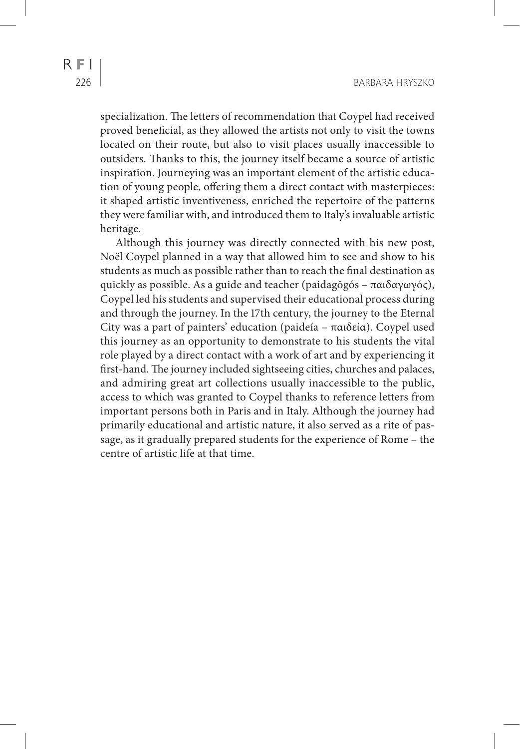specialization. The letters of recommendation that Coypel had received proved beneficial, as they allowed the artists not only to visit the towns located on their route, but also to visit places usually inaccessible to outsiders. Thanks to this, the journey itself became a source of artistic inspiration. Journeying was an important element of the artistic education of young people, offering them a direct contact with masterpieces: it shaped artistic inventiveness, enriched the repertoire of the patterns they were familiar with, and introduced them to Italy's invaluable artistic heritage.

Although this journey was directly connected with his new post, Noël Coypel planned in a way that allowed him to see and show to his students as much as possible rather than to reach the final destination as quickly as possible. As a guide and teacher (paidagōgós – παιδαγωγός), Coypel led his students and supervised their educational process during and through the journey. In the 17th century, the journey to the Eternal City was a part of painters' education (paideía – παιδεία). Coypel used this journey as an opportunity to demonstrate to his students the vital role played by a direct contact with a work of art and by experiencing it first-hand. The journey included sightseeing cities, churches and palaces, and admiring great art collections usually inaccessible to the public, access to which was granted to Coypel thanks to reference letters from important persons both in Paris and in Italy. Although the journey had primarily educational and artistic nature, it also served as a rite of passage, as it gradually prepared students for the experience of Rome – the centre of artistic life at that time.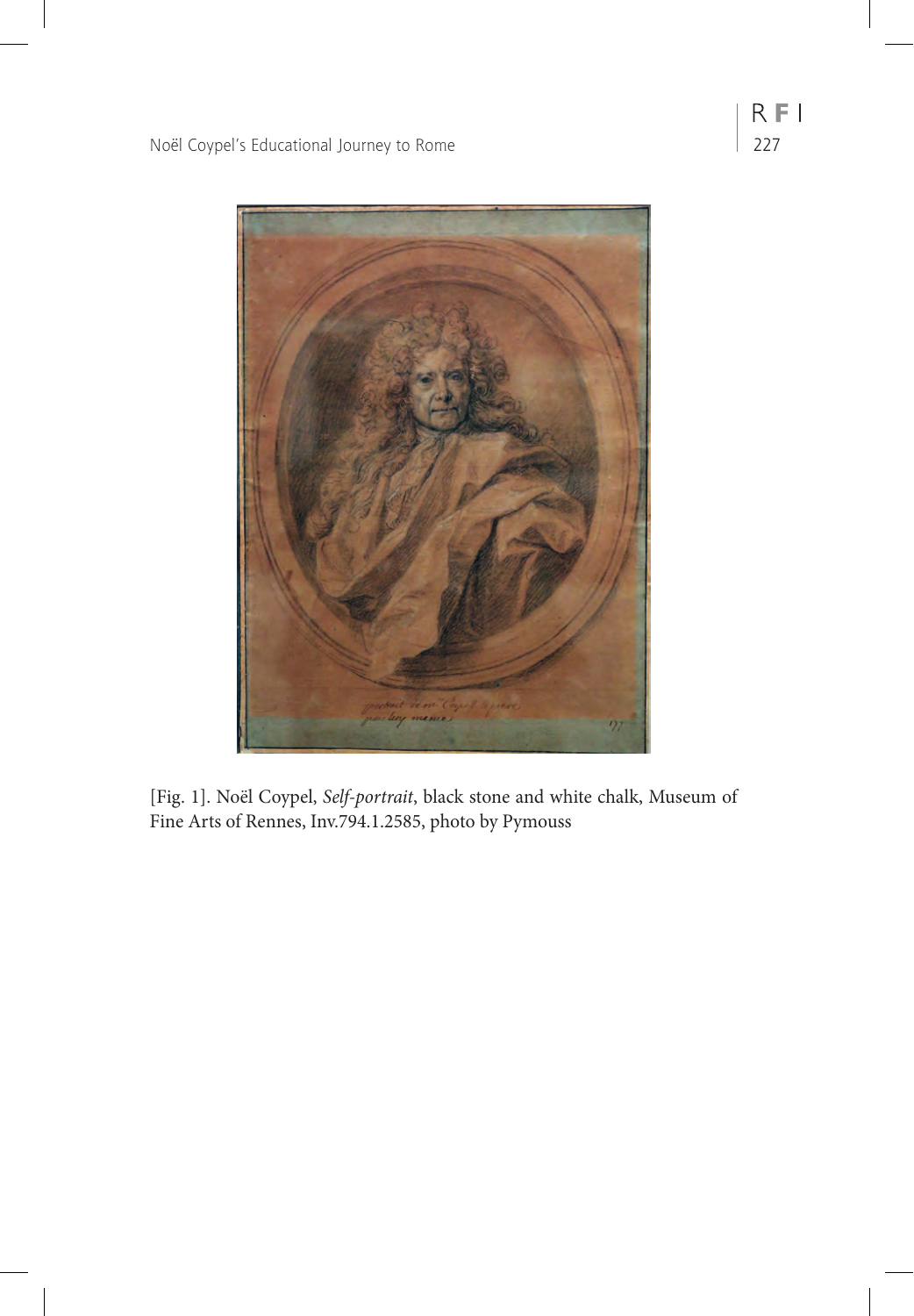[Fig. 1]. Noël Coypel, *Self-portrait*, black stone and white chalk, Museum of Fine Arts of Rennes, Inv.794.1.2585, photo by Pymouss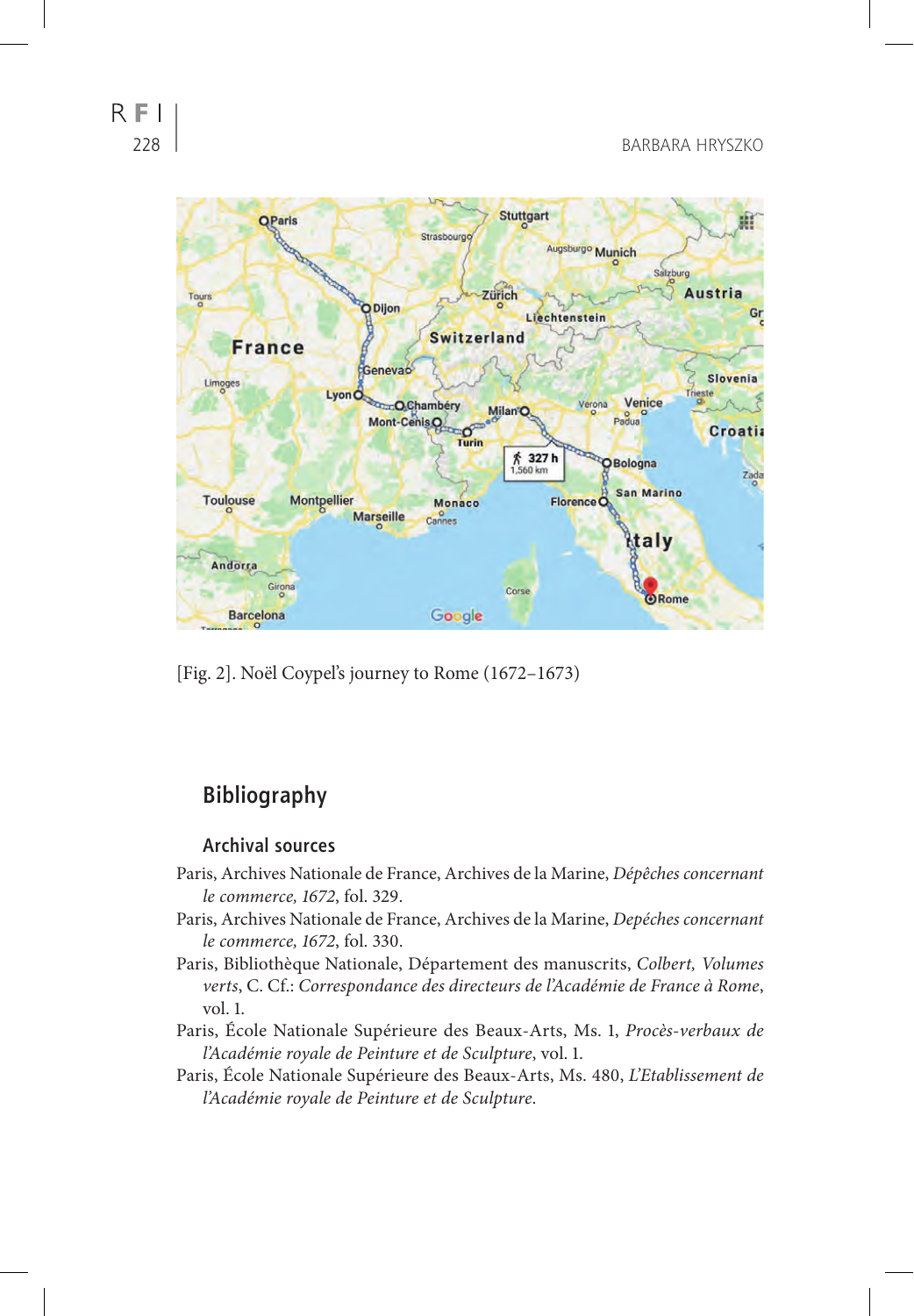[Fig. 2]. Noël Coypel's journey to Rome (1672–1673)

## Bibliography

### Archival sources

Paris, Archives Nationale de France, Archives de la Marine, *Dépêches concernant le commerce, 1672*, fol. 329.

Paris, Archives Nationale de France, Archives de la Marine, *Depéches concernant le commerce, 1672*, fol. 330.

Paris, Bibliothèque Nationale, Département des manuscrits, *Colbert, Volumes verts*, C. Cf.: *Correspondance des directeurs de l'Académie de France à Rome*, vol. 1.

Paris, École Nationale Supérieure des Beaux-Arts, Ms. 1, *Procès-verbaux de l'Académie royale de Peinture et de Sculpture*, vol. 1.

Paris, École Nationale Supérieure des Beaux-Arts, Ms. 480, *L'Etablissement de l'Académie royale de Peinture et de Sculpture*.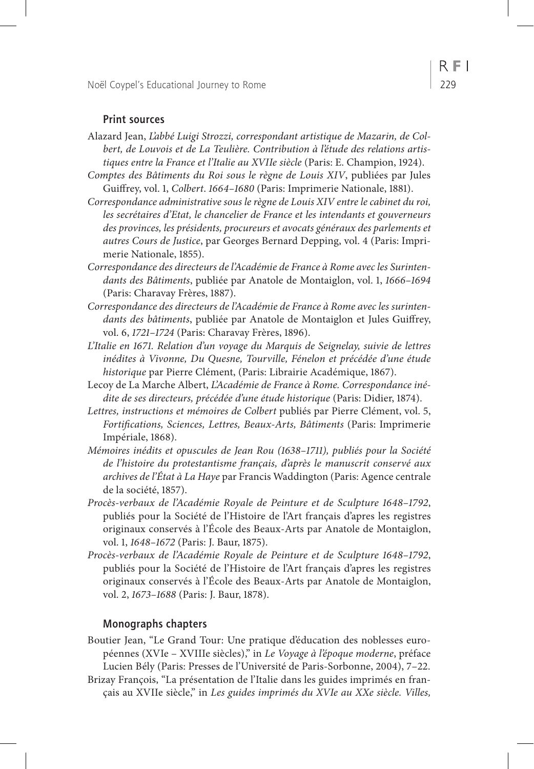### Print sources

Alazard Jean, *L'abbé Luigi Strozzi, correspondant artistique de Mazarin, de Colbert, de Louvois et de La Teulière. Contribution à l'étude des relations artistiques entre la France et l'Italie au XVIIe siècle* (Paris: E. Champion, 1924).

*Comptes des Bâtiments du Roi sous le règne de Louis XIV*, publiées par Jules Guiffrey, vol. 1, *Colbert. 1664–1680* (Paris: Imprimerie Nationale, 1881).

*Correspondance administrative sous le règne de Louis XIV entre le cabinet du roi, les secrétaires d'Etat, le chancelier de France et les intendants et gouverneurs des provinces, les présidents, procureurs et avocats généraux des parlements et autres Cours de Justice*, par Georges Bernard Depping, vol. 4 (Paris: Imprimerie Nationale, 1855).

*Correspondance des directeurs de l'Académie de France à Rome avec les Surintendants des Bâtiments*, publiée par Anatole de Montaiglon, vol. 1, *1666–1694* (Paris: Charavay Frères, 1887).

*Correspondance des directeurs de l'Académie de France à Rome avec les surintendants des bâtiments*, publiée par Anatole de Montaiglon et Jules Guiffrey, vol. 6, *1721–1724* (Paris: Charavay Frères, 1896).

*L'Italie en 1671. Relation d'un voyage du Marquis de Seignelay, suivie de lettres inédites à Vivonne, Du Quesne, Tourville, Fénelon et précédée d'une étude historique* par Pierre Clément, (Paris: Librairie Académique, 1867).

Lecoy de La Marche Albert, *L'Académie de France à Rome. Correspondance inédite de ses directeurs, précédée d'une étude historique* (Paris: Didier, 1874).

*Lettres, instructions et mémoires de Colbert* publiés par Pierre Clément, vol. 5, *Fortifications, Sciences, Lettres, Beaux-Arts, Bâtiments* (Paris: Imprimerie Impériale, 1868).

*Mémoires inédits et opuscules de Jean Rou (1638–1711), publiés pour la Société de l'histoire du protestantisme français, d'après le manuscrit conservé aux archives de l'État à La Haye* par Francis Waddington (Paris: Agence centrale de la société, 1857).

*Procès-verbaux de l'Académie Royale de Peinture et de Sculpture 1648–1792*, publiés pour la Société de l'Histoire de l'Art français d'apres les registres originaux conservés à l'École des Beaux-Arts par Anatole de Montaiglon, vol. 1, *1648–1672* (Paris: J. Baur, 1875).

*Procès-verbaux de l'Académie Royale de Peinture et de Sculpture 1648–1792*, publiés pour la Société de l'Histoire de l'Art français d'apres les registres originaux conservés à l'École des Beaux-Arts par Anatole de Montaiglon, vol. 2, *1673–1688* (Paris: J. Baur, 1878).

### Monographs chapters

Boutier Jean, "Le Grand Tour: Une pratique d'éducation des noblesses européennes (XVIe – XVIIIe siècles)," in *Le Voyage à l'époque moderne*, préface Lucien Bély (Paris: Presses de l'Université de Paris-Sorbonne, 2004), 7–22.

Brizay François, "La présentation de l'Italie dans les guides imprimés en français au XVIIe siècle," in *Les guides imprimés du XVIe au XXe siècle. Villes,*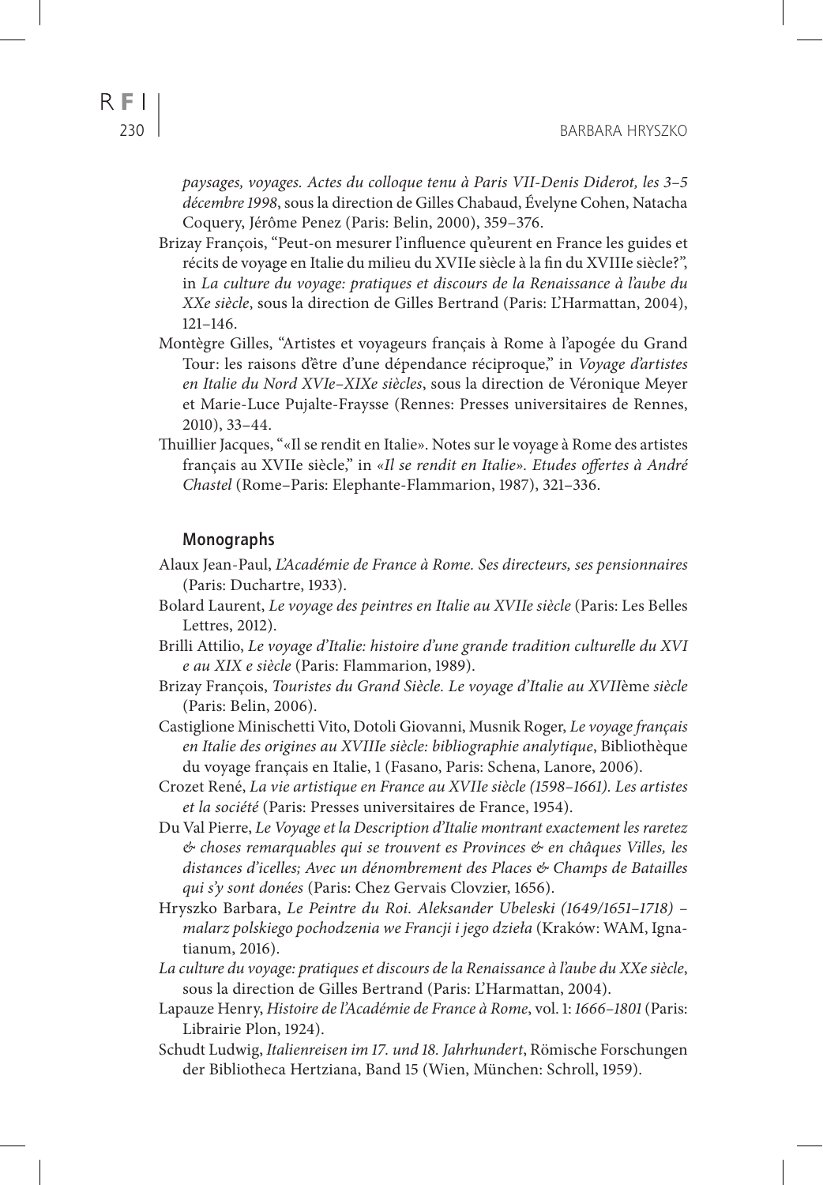*paysages, voyages. Actes du colloque tenu à Paris VII-Denis Diderot, les 3–5 décembre 1998*, sous la direction de Gilles Chabaud, Évelyne Cohen, Natacha Coquery, Jérôme Penez (Paris: Belin, 2000), 359–376.

Brizay François, "Peut-on mesurer l'influence qu'eurent en France les guides et récits de voyage en Italie du milieu du XVIIe siècle à la fin du XVIIIe siècle?", in *La culture du voyage: pratiques et discours de la Renaissance à l'aube du XXe siècle*, sous la direction de Gilles Bertrand (Paris: L'Harmattan, 2004), 121–146.

Montègre Gilles, "Artistes et voyageurs français à Rome à l'apogée du Grand Tour: les raisons d'être d'une dépendance réciproque," in *Voyage d'artistes en Italie du Nord XVIe–XIXe siècles*, sous la direction de Véronique Meyer et Marie-Luce Pujalte-Fraysse (Rennes: Presses universitaires de Rennes, 2010), 33–44.

Thuillier Jacques, "«Il se rendit en Italie». Notes sur le voyage à Rome des artistes français au XVIIe siècle," in *«Il se rendit en Italie». Etudes offertes à André Chastel* (Rome–Paris: Elephante-Flammarion, 1987), 321–336.

### Monographs

Alaux Jean-Paul, *L'Académie de France à Rome. Ses directeurs, ses pensionnaires* (Paris: Duchartre, 1933).

Bolard Laurent, *Le voyage des peintres en Italie au XVIIe siècle* (Paris: Les Belles Lettres, 2012).

Brilli Attilio, *Le voyage d'Italie: histoire d'une grande tradition culturelle du XVI e au XIX e siècle* (Paris: Flammarion, 1989).

Brizay François, *Touristes du Grand Siècle. Le voyage d'Italie au XVII*ème *siècle* (Paris: Belin, 2006).

Castiglione Minischetti Vito, Dotoli Giovanni, Musnik Roger, *Le voyage français en Italie des origines au XVIIIe siècle: bibliographie analytique*, Bibliothèque du voyage français en Italie, 1 (Fasano, Paris: Schena, Lanore, 2006).

Crozet René, *La vie artistique en France au XVIIe siècle (1598–1661). Les artistes et la société* (Paris: Presses universitaires de France, 1954).

Du Val Pierre, *Le Voyage et la Description d'Italie montrant exactement les raretez & choses remarquables qui se trouvent es Provinces & en châques Villes, les distances d'icelles; Avec un dénombrement des Places & Champs de Batailles qui s'y sont donées* (Paris: Chez Gervais Clovzier, 1656).

Hryszko Barbara, *Le Peintre du Roi. Aleksander Ubeleski (1649/1651–1718) – malarz polskiego pochodzenia we Francji i jego dzieła* (Kraków: WAM, Ignatianum, 2016).

*La culture du voyage: pratiques et discours de la Renaissance à l'aube du XXe siècle*, sous la direction de Gilles Bertrand (Paris: L'Harmattan, 2004).

Lapauze Henry, *Histoire de l'Académie de France à Rome*, vol. 1: *1666–1801* (Paris: Librairie Plon, 1924).

Schudt Ludwig, *Italienreisen im 17. und 18. Jahrhundert*, Römische Forschungen der Bibliotheca Hertziana, Band 15 (Wien, München: Schroll, 1959).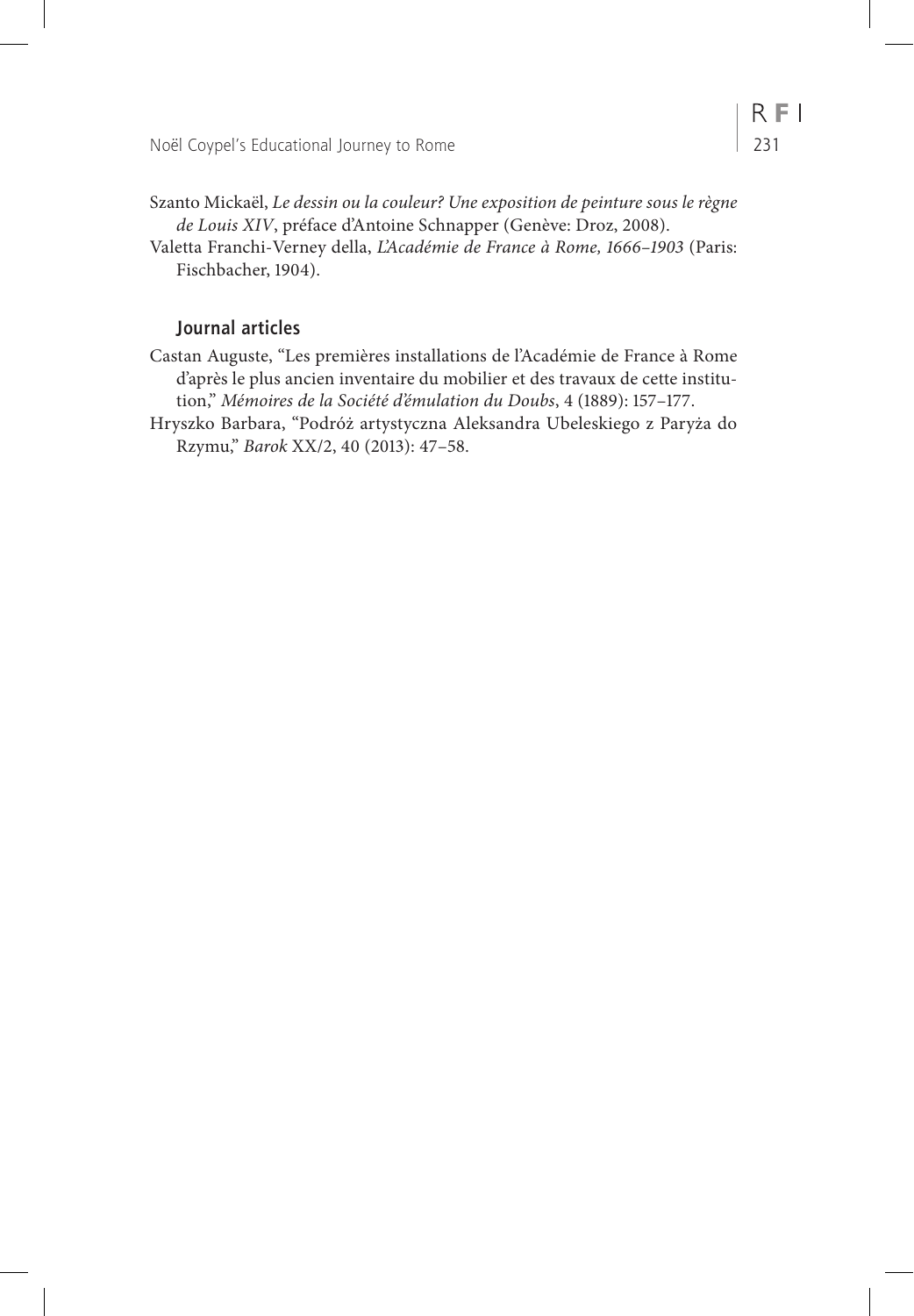Szanto Mickaël, *Le dessin ou la couleur? Une exposition de peinture sous le règne de Louis XIV*, préface d'Antoine Schnapper (Genève: Droz, 2008).

Valetta Franchi-Verney della, *L'Académie de France à Rome, 1666–1903* (Paris: Fischbacher, 1904).

### Journal articles

Castan Auguste, "Les premières installations de l'Académie de France à Rome d'après le plus ancien inventaire du mobilier et des travaux de cette institution," *Mémoires de la Société d'émulation du Doubs*, 4 (1889): 157–177.

Hryszko Barbara, "Podróż artystyczna Aleksandra Ubeleskiego z Paryża do Rzymu," *Barok* XX/2, 40 (2013): 47–58.